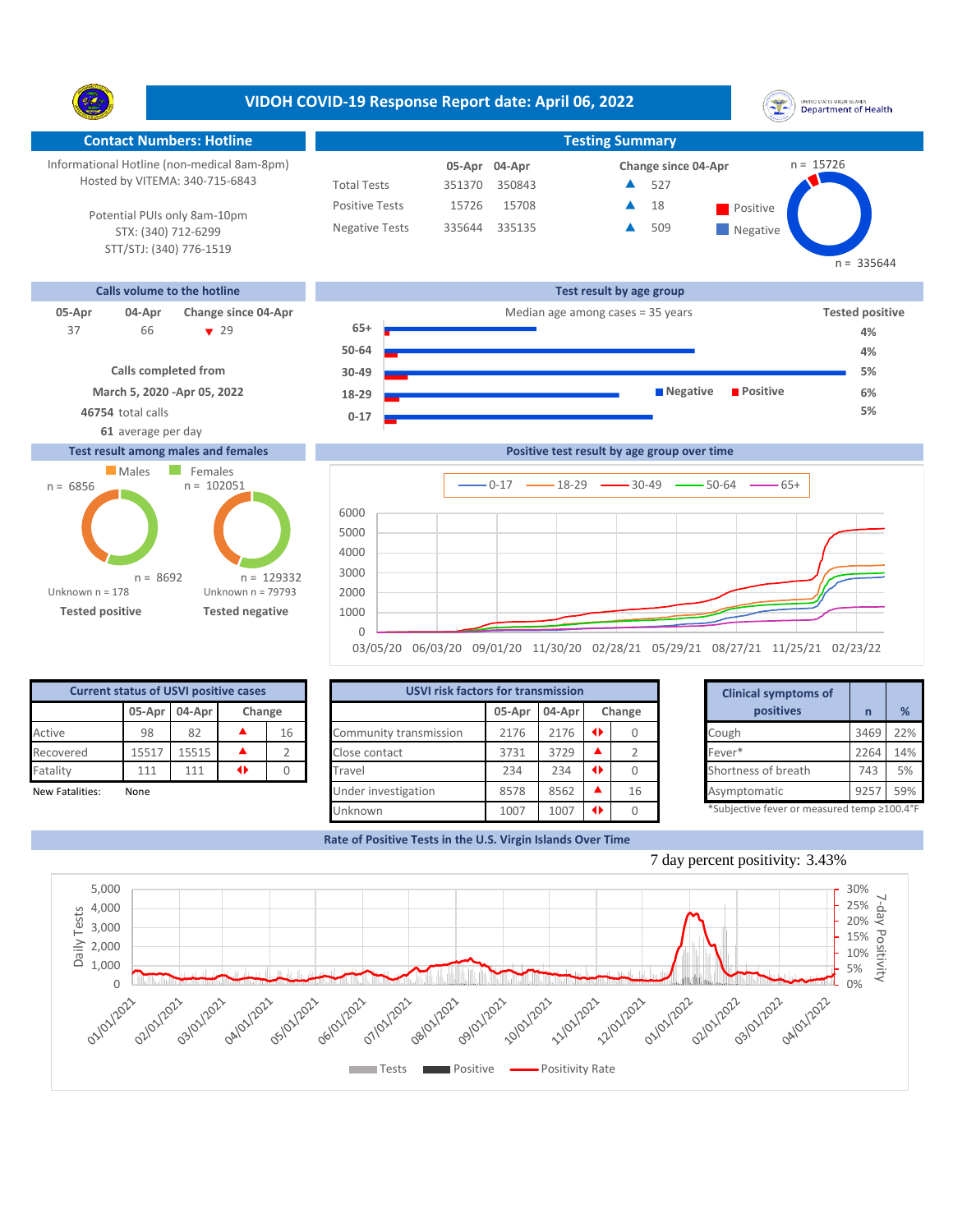# VIDOH COVID-19 Response Report date: April 06, 2022

## Contact Numbers: Hotline

Informational Hotline (non-medical 8am-8pm)
Hosted by VITEMA: 340-715-6843

Potential PUIs only 8am-10pm
STX: (340) 712-6299
STT/STJ: (340) 776-1519

## Testing Summary

| | 05-Apr | 04-Apr | Change since 04-Apr |
|---|---|---|---|
| Total Tests | 351370 | 350843 | ▲ 527 |
| Positive Tests | 15726 | 15708 | ▲ 18 |
| Negative Tests | 335644 | 335135 | ▲ 509 |

Positive n = 15726
Negative n = 335644

## Calls volume to the hotline

| 05-Apr | 04-Apr | Change since 04-Apr |
|---|---|---|
| 37 | 66 | ▼ 29 |

Calls completed from
March 5, 2020 -Apr 05, 2022
**46754** total calls
**61** average per day

## Test result by age group

Median age among cases = 35 years

| Age group | Tested positive |
|---|---|
| 65+ | 4% |
| 50-64 | 4% |
| 30-49 | 5% |
| 18-29 | 6% |
| 0-17 | 5% |

## Test result among males and females

| | Males | Females |
|---|---|---|
| Tested positive | n = 6856 | n = 8692 |
| Tested negative | n = 102051 | n = 129332 |
| Unknown | Unknown n = 178 | Unknown n = 79793 |

## Positive test result by age group over time

Legend: 0-17, 18-29, 30-49, 50-64, 65+

## Current status of USVI positive cases

| | 05-Apr | 04-Apr | Change |
|---|---|---|---|
| Active | 98 | 82 | ▲ 16 |
| Recovered | 15517 | 15515 | ▲ 2 |
| Fatality | 111 | 111 | ◆ 0 |

New Fatalities: None

## USVI risk factors for transmission

| | 05-Apr | 04-Apr | Change |
|---|---|---|---|
| Community transmission | 2176 | 2176 | ◆ 0 |
| Close contact | 3731 | 3729 | ▲ 2 |
| Travel | 234 | 234 | ◆ 0 |
| Under investigation | 8578 | 8562 | ▲ 16 |
| Unknown | 1007 | 1007 | ◆ 0 |

## Clinical symptoms of positives

| Clinical symptoms of positives | n | % |
|---|---|---|
| Cough | 3469 | 22% |
| Fever* | 2264 | 14% |
| Shortness of breath | 743 | 5% |
| Asymptomatic | 9257 | 59% |

*Subjective fever or measured temp ≥100.4°F

## Rate of Positive Tests in the U.S. Virgin Islands Over Time

7 day percent positivity: 3.43%

Legend: Tests, Positive, Positivity Rate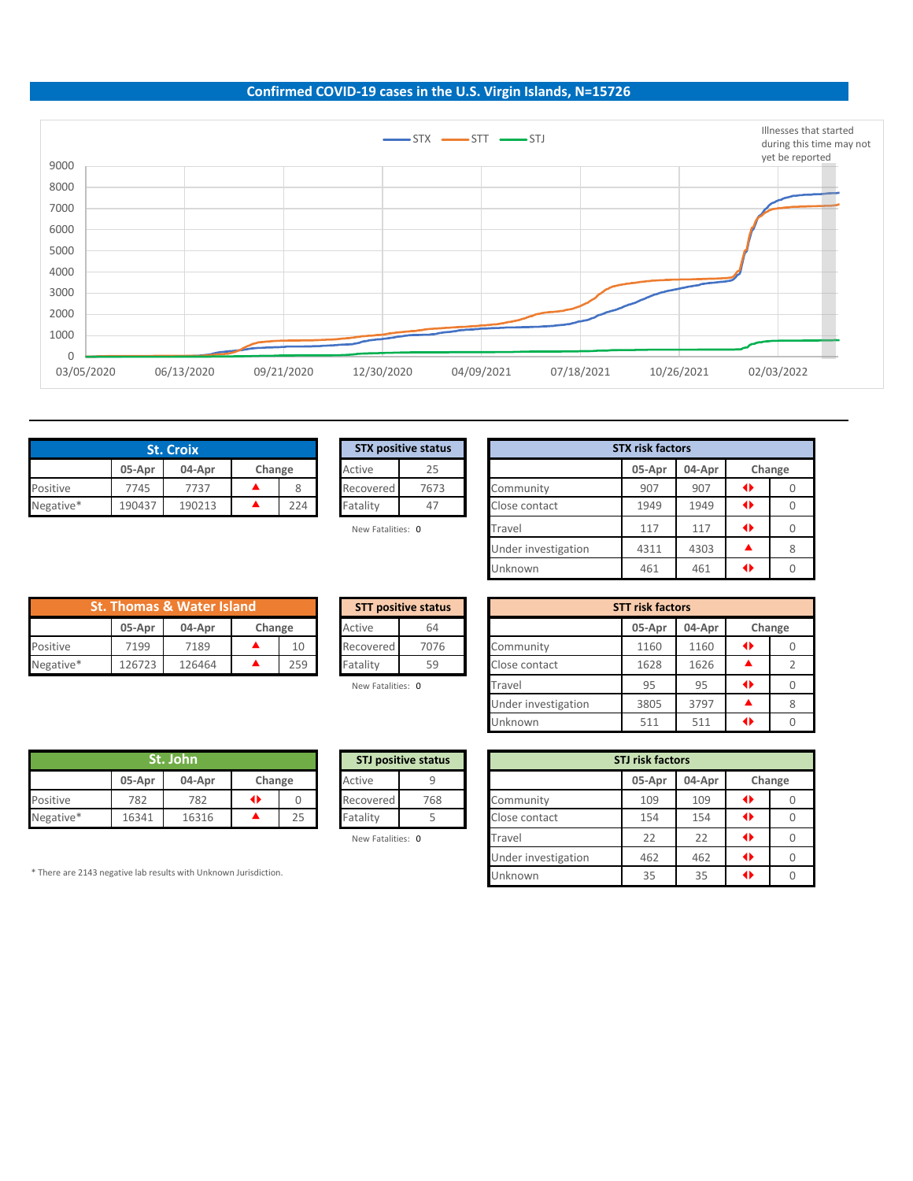## Confirmed COVID-19 cases in the U.S. Virgin Islands, N=15726

STX STT STJ

Illnesses that started during this time may not yet be reported

9000
8000
7000
6000
5000
4000
3000
2000
1000
0

03/05/2020 06/13/2020 09/21/2020 12/30/2020 04/09/2021 07/18/2021 10/26/2021 02/03/2022

| St. Croix | 05-Apr | 04-Apr | Change | |
|---|---|---|---|---|
| Positive | 7745 | 7737 | ▲ | 8 |
| Negative* | 190437 | 190213 | ▲ | 224 |

| STX positive status | |
|---|---|
| Active | 25 |
| Recovered | 7673 |
| Fatality | 47 |

New Fatalities: 0

| STX risk factors | 05-Apr | 04-Apr | Change | |
|---|---|---|---|---|
| Community | 907 | 907 | ◆ | 0 |
| Close contact | 1949 | 1949 | ◆ | 0 |
| Travel | 117 | 117 | ◆ | 0 |
| Under investigation | 4311 | 4303 | ▲ | 8 |
| Unknown | 461 | 461 | ◆ | 0 |

| St. Thomas & Water Island | 05-Apr | 04-Apr | Change | |
|---|---|---|---|---|
| Positive | 7199 | 7189 | ▲ | 10 |
| Negative* | 126723 | 126464 | ▲ | 259 |

| STT positive status | |
|---|---|
| Active | 64 |
| Recovered | 7076 |
| Fatality | 59 |

New Fatalities: 0

| STT risk factors | 05-Apr | 04-Apr | Change | |
|---|---|---|---|---|
| Community | 1160 | 1160 | ◆ | 0 |
| Close contact | 1628 | 1626 | ▲ | 2 |
| Travel | 95 | 95 | ◆ | 0 |
| Under investigation | 3805 | 3797 | ▲ | 8 |
| Unknown | 511 | 511 | ◆ | 0 |

| St. John | 05-Apr | 04-Apr | Change | |
|---|---|---|---|---|
| Positive | 782 | 782 | ◆ | 0 |
| Negative* | 16341 | 16316 | ▲ | 25 |

| STJ positive status | |
|---|---|
| Active | 9 |
| Recovered | 768 |
| Fatality | 5 |

New Fatalities: 0

| STJ risk factors | 05-Apr | 04-Apr | Change | |
|---|---|---|---|---|
| Community | 109 | 109 | ◆ | 0 |
| Close contact | 154 | 154 | ◆ | 0 |
| Travel | 22 | 22 | ◆ | 0 |
| Under investigation | 462 | 462 | ◆ | 0 |
| Unknown | 35 | 35 | ◆ | 0 |

* There are 2143 negative lab results with Unknown Jurisdiction.